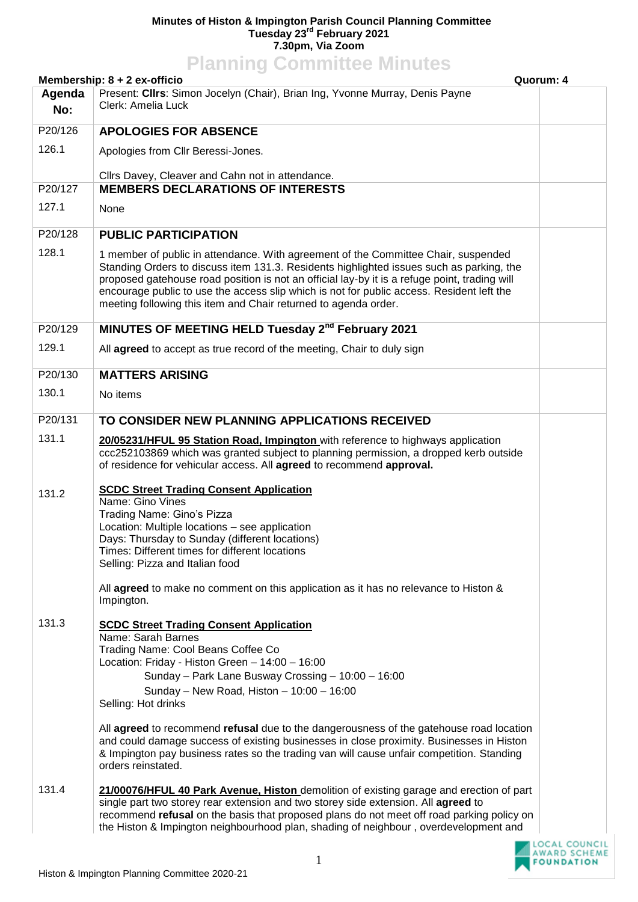**Minutes of Histon & Impington Parish Council Planning Committee**
**Tuesday 23rd February 2021**
**7.30pm, Via Zoom**

# Planning Committee Minutes

**Membership: 8 + 2 ex-officio** | **Quorum: 4**

| Agenda No: | Present: **Cllrs**: Simon Jocelyn (Chair), Brian Ing, Yvonne Murray, Denis Payne<br>Clerk: Amelia Luck | |
|---|---|---|
| P20/126 | **APOLOGIES FOR ABSENCE** | |
| 126.1 | Apologies from Cllr Beressi-Jones.<br><br>Cllrs Davey, Cleaver and Cahn not in attendance. | |
| P20/127 | **MEMBERS DECLARATIONS OF INTERESTS** | |
| 127.1 | None | |
| P20/128 | **PUBLIC PARTICIPATION** | |
| 128.1 | 1 member of public in attendance. With agreement of the Committee Chair, suspended Standing Orders to discuss item 131.3. Residents highlighted issues such as parking, the proposed gatehouse road position is not an official lay-by it is a refuge point, trading will encourage public to use the access slip which is not for public access. Resident left the meeting following this item and Chair returned to agenda order. | |
| P20/129 | **MINUTES OF MEETING HELD Tuesday 2nd February 2021** | |
| 129.1 | All **agreed** to accept as true record of the meeting, Chair to duly sign | |
| P20/130 | **MATTERS ARISING** | |
| 130.1 | No items | |
| P20/131 | **TO CONSIDER NEW PLANNING APPLICATIONS RECEIVED** | |
| 131.1 | **20/05231/HFUL 95 Station Road, Impington** with reference to highways application ccc252103869 which was granted subject to planning permission, a dropped kerb outside of residence for vehicular access. All **agreed** to recommend **approval.** | |
| 131.2 | **SCDC Street Trading Consent Application**<br>Name: Gino Vines<br>Trading Name: Gino's Pizza<br>Location: Multiple locations – see application<br>Days: Thursday to Sunday (different locations)<br>Times: Different times for different locations<br>Selling: Pizza and Italian food<br><br>All **agreed** to make no comment on this application as it has no relevance to Histon & Impington. | |
| 131.3 | **SCDC Street Trading Consent Application**<br>Name: Sarah Barnes<br>Trading Name: Cool Beans Coffee Co<br>Location: Friday - Histon Green – 14:00 – 16:00<br>Sunday – Park Lane Busway Crossing – 10:00 – 16:00<br>Sunday – New Road, Histon – 10:00 – 16:00<br>Selling: Hot drinks<br><br>All **agreed** to recommend **refusal** due to the dangerousness of the gatehouse road location and could damage success of existing businesses in close proximity. Businesses in Histon & Impington pay business rates so the trading van will cause unfair competition. Standing orders reinstated. | |
| 131.4 | **21/00076/HFUL 40 Park Avenue, Histon** demolition of existing garage and erection of part single part two storey rear extension and two storey side extension. All **agreed** to recommend **refusal** on the basis that proposed plans do not meet off road parking policy on the Histon & Impington neighbourhood plan, shading of neighbour , overdevelopment and | |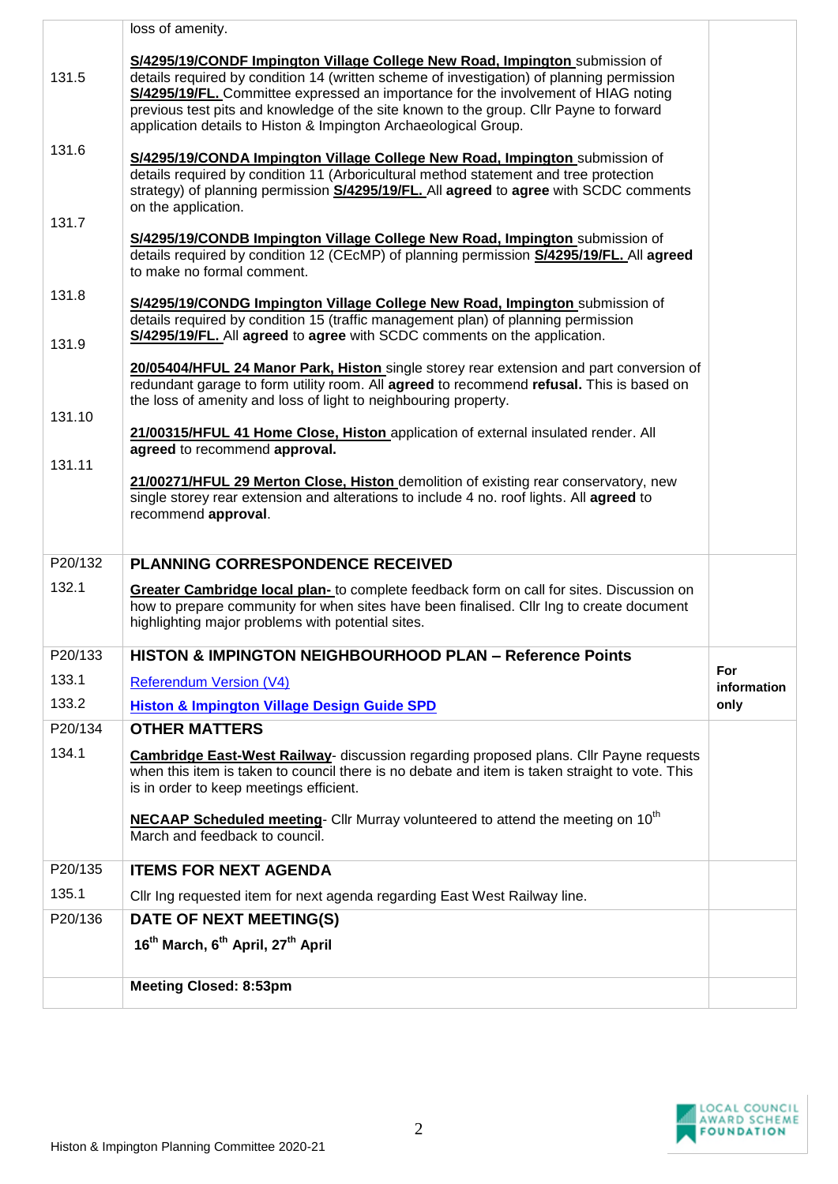| | | |
|---|---|---|
| | loss of amenity. | |
| 131.5 | **S/4295/19/CONDF Impington Village College New Road, Impington** submission of details required by condition 14 (written scheme of investigation) of planning permission **S/4295/19/FL.** Committee expressed an importance for the involvement of HIAG noting previous test pits and knowledge of the site known to the group. Cllr Payne to forward application details to Histon & Impington Archaeological Group. | |
| 131.6 | **S/4295/19/CONDA Impington Village College New Road, Impington** submission of details required by condition 11 (Arboricultural method statement and tree protection strategy) of planning permission **S/4295/19/FL.** All **agreed** to **agree** with SCDC comments on the application. | |
| 131.7 | **S/4295/19/CONDB Impington Village College New Road, Impington** submission of details required by condition 12 (CEcMP) of planning permission **S/4295/19/FL.** All **agreed** to make no formal comment. | |
| 131.8 | **S/4295/19/CONDG Impington Village College New Road, Impington** submission of details required by condition 15 (traffic management plan) of planning permission **S/4295/19/FL.** All **agreed** to **agree** with SCDC comments on the application. | |
| 131.9 | **20/05404/HFUL 24 Manor Park, Histon** single storey rear extension and part conversion of redundant garage to form utility room. All **agreed** to recommend **refusal.** This is based on the loss of amenity and loss of light to neighbouring property. | |
| 131.10 | **21/00315/HFUL 41 Home Close, Histon** application of external insulated render. All **agreed** to recommend **approval.** | |
| 131.11 | **21/00271/HFUL 29 Merton Close, Histon** demolition of existing rear conservatory, new single storey rear extension and alterations to include 4 no. roof lights. All **agreed** to recommend **approval**. | |
| P20/132 | **PLANNING CORRESPONDENCE RECEIVED** | |
| 132.1 | **Greater Cambridge local plan-** to complete feedback form on call for sites. Discussion on how to prepare community for when sites have been finalised. Cllr Ing to create document highlighting major problems with potential sites. | |
| P20/133 | **HISTON & IMPINGTON NEIGHBOURHOOD PLAN – Reference Points** | **For information only** |
| 133.1 | Referendum Version (V4) | |
| 133.2 | **Histon & Impington Village Design Guide SPD** | |
| P20/134 | **OTHER MATTERS** | |
| 134.1 | **Cambridge East-West Railway**- discussion regarding proposed plans. Cllr Payne requests when this item is taken to council there is no debate and item is taken straight to vote. This is in order to keep meetings efficient.<br><br>**NECAAP Scheduled meeting**- Cllr Murray volunteered to attend the meeting on 10th March and feedback to council. | |
| P20/135 | **ITEMS FOR NEXT AGENDA** | |
| 135.1 | Cllr Ing requested item for next agenda regarding East West Railway line. | |
| P20/136 | **DATE OF NEXT MEETING(S)**<br>**16th March, 6th April, 27th April** | |
| | **Meeting Closed: 8:53pm** | |